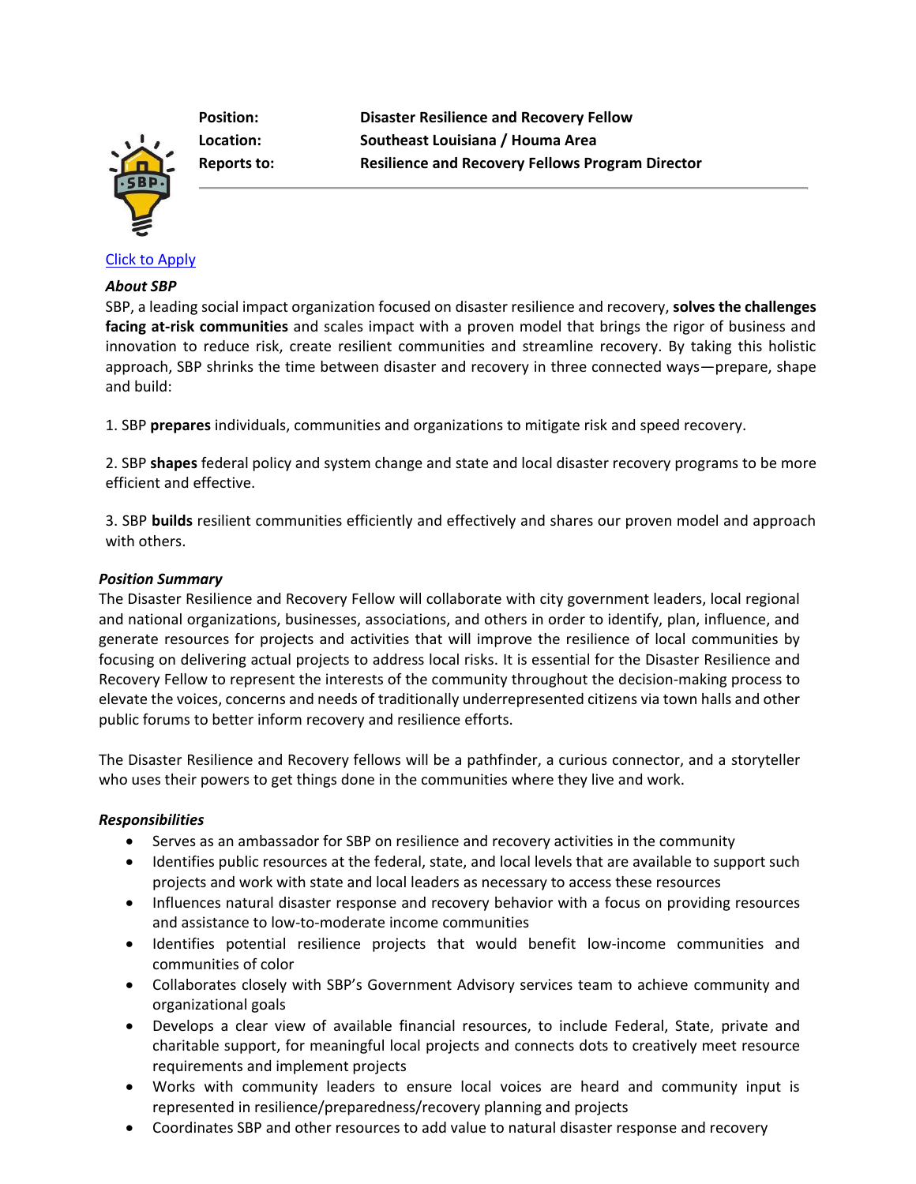**Position:** **Disaster Resilience and Recovery Fellow**
**Location:** **Southeast Louisiana / Houma Area**
**Reports to:** **Resilience and Recovery Fellows Program Director**

---

Click to Apply

***About SBP***

SBP, a leading social impact organization focused on disaster resilience and recovery, **solves the challenges facing at-risk communities** and scales impact with a proven model that brings the rigor of business and innovation to reduce risk, create resilient communities and streamline recovery. By taking this holistic approach, SBP shrinks the time between disaster and recovery in three connected ways—prepare, shape and build:

1. SBP **prepares** individuals, communities and organizations to mitigate risk and speed recovery.

2. SBP **shapes** federal policy and system change and state and local disaster recovery programs to be more efficient and effective.

3. SBP **builds** resilient communities efficiently and effectively and shares our proven model and approach with others.

***Position Summary***

The Disaster Resilience and Recovery Fellow will collaborate with city government leaders, local regional and national organizations, businesses, associations, and others in order to identify, plan, influence, and generate resources for projects and activities that will improve the resilience of local communities by focusing on delivering actual projects to address local risks. It is essential for the Disaster Resilience and Recovery Fellow to represent the interests of the community throughout the decision-making process to elevate the voices, concerns and needs of traditionally underrepresented citizens via town halls and other public forums to better inform recovery and resilience efforts.

The Disaster Resilience and Recovery fellows will be a pathfinder, a curious connector, and a storyteller who uses their powers to get things done in the communities where they live and work.

***Responsibilities***

- Serves as an ambassador for SBP on resilience and recovery activities in the community
- Identifies public resources at the federal, state, and local levels that are available to support such projects and work with state and local leaders as necessary to access these resources
- Influences natural disaster response and recovery behavior with a focus on providing resources and assistance to low-to-moderate income communities
- Identifies potential resilience projects that would benefit low-income communities and communities of color
- Collaborates closely with SBP's Government Advisory services team to achieve community and organizational goals
- Develops a clear view of available financial resources, to include Federal, State, private and charitable support, for meaningful local projects and connects dots to creatively meet resource requirements and implement projects
- Works with community leaders to ensure local voices are heard and community input is represented in resilience/preparedness/recovery planning and projects
- Coordinates SBP and other resources to add value to natural disaster response and recovery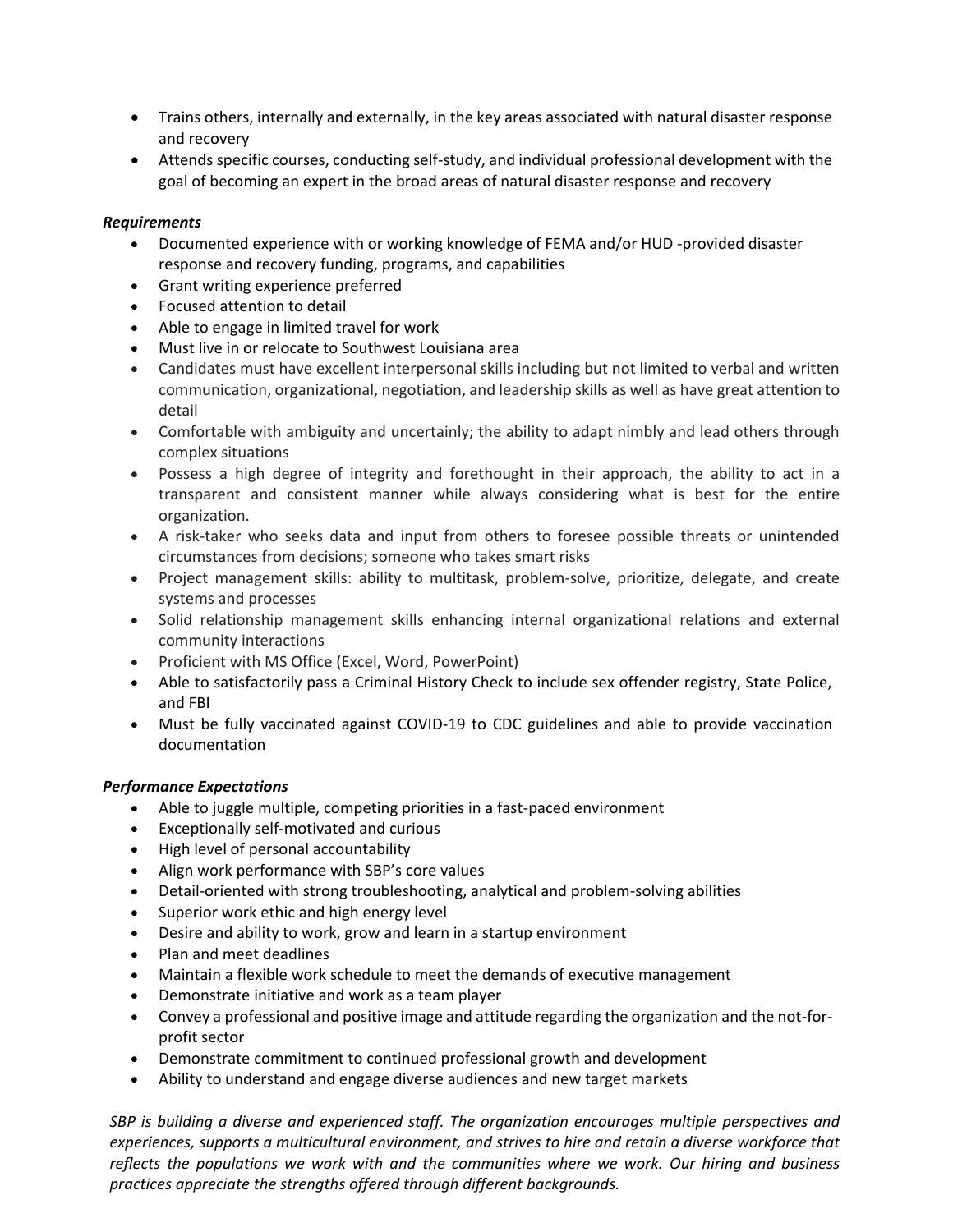- Trains others, internally and externally, in the key areas associated with natural disaster response and recovery
- Attends specific courses, conducting self-study, and individual professional development with the goal of becoming an expert in the broad areas of natural disaster response and recovery

***Requirements***

- Documented experience with or working knowledge of FEMA and/or HUD -provided disaster response and recovery funding, programs, and capabilities
- Grant writing experience preferred
- Focused attention to detail
- Able to engage in limited travel for work
- Must live in or relocate to Southwest Louisiana area
- Candidates must have excellent interpersonal skills including but not limited to verbal and written communication, organizational, negotiation, and leadership skills as well as have great attention to detail
- Comfortable with ambiguity and uncertainly; the ability to adapt nimbly and lead others through complex situations
- Possess a high degree of integrity and forethought in their approach, the ability to act in a transparent and consistent manner while always considering what is best for the entire organization.
- A risk-taker who seeks data and input from others to foresee possible threats or unintended circumstances from decisions; someone who takes smart risks
- Project management skills: ability to multitask, problem-solve, prioritize, delegate, and create systems and processes
- Solid relationship management skills enhancing internal organizational relations and external community interactions
- Proficient with MS Office (Excel, Word, PowerPoint)
- Able to satisfactorily pass a Criminal History Check to include sex offender registry, State Police, and FBI
- Must be fully vaccinated against COVID-19 to CDC guidelines and able to provide vaccination documentation

***Performance Expectations***

- Able to juggle multiple, competing priorities in a fast-paced environment
- Exceptionally self-motivated and curious
- High level of personal accountability
- Align work performance with SBP's core values
- Detail-oriented with strong troubleshooting, analytical and problem-solving abilities
- Superior work ethic and high energy level
- Desire and ability to work, grow and learn in a startup environment
- Plan and meet deadlines
- Maintain a flexible work schedule to meet the demands of executive management
- Demonstrate initiative and work as a team player
- Convey a professional and positive image and attitude regarding the organization and the not-for-profit sector
- Demonstrate commitment to continued professional growth and development
- Ability to understand and engage diverse audiences and new target markets

*SBP is building a diverse and experienced staff. The organization encourages multiple perspectives and experiences, supports a multicultural environment, and strives to hire and retain a diverse workforce that reflects the populations we work with and the communities where we work. Our hiring and business practices appreciate the strengths offered through different backgrounds.*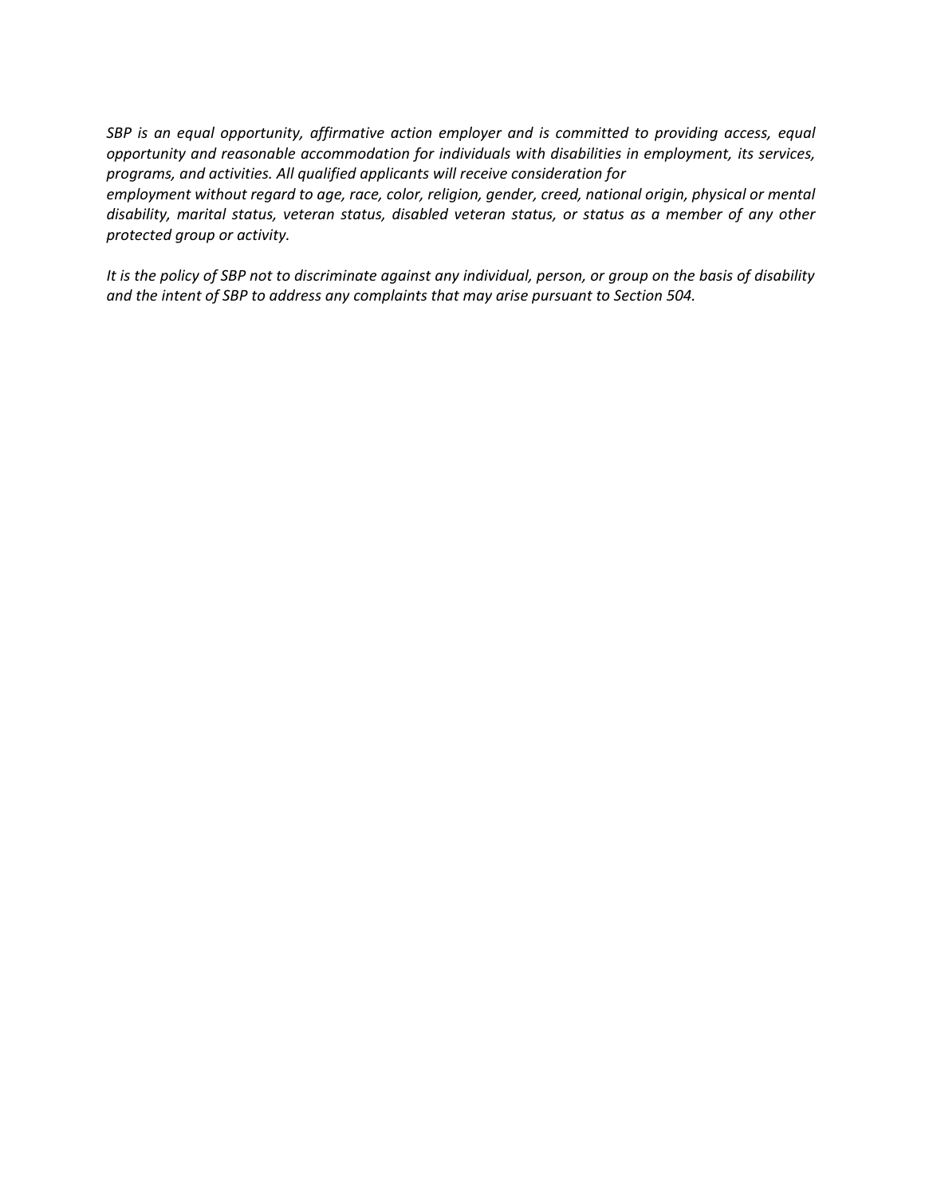*SBP is an equal opportunity, affirmative action employer and is committed to providing access, equal opportunity and reasonable accommodation for individuals with disabilities in employment, its services, programs, and activities. All qualified applicants will receive consideration for employment without regard to age, race, color, religion, gender, creed, national origin, physical or mental disability, marital status, veteran status, disabled veteran status, or status as a member of any other protected group or activity.*

*It is the policy of SBP not to discriminate against any individual, person, or group on the basis of disability and the intent of SBP to address any complaints that may arise pursuant to Section 504.*